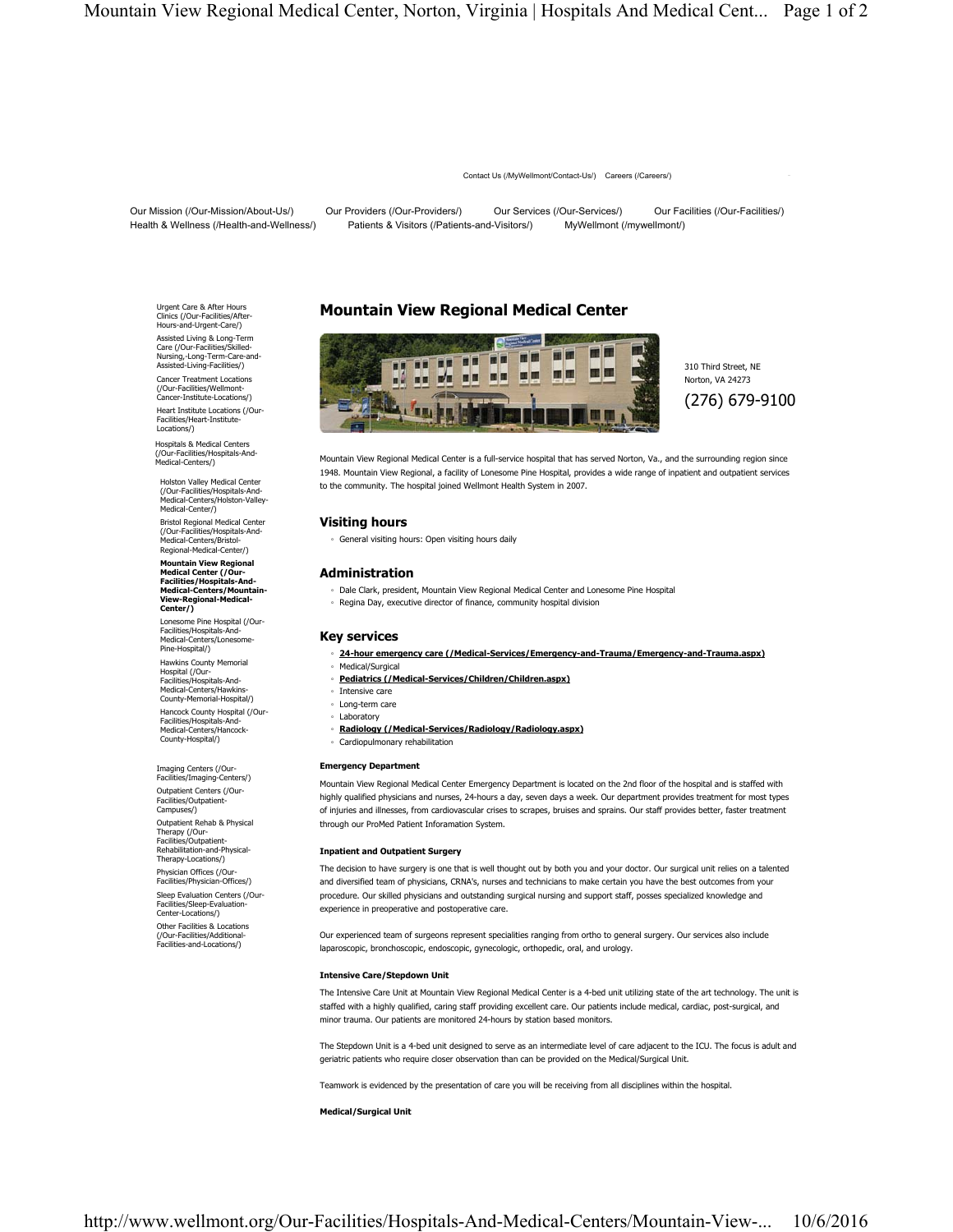Contact Us (/MyWellmont/Contact-Us/) Careers (/Careers/)

Our Mission (/Our-Mission/About-Us/) Our Providers (/Our-Providers/) Our Services (/Our-Services/) Our Facilities (/Our-Facilities/) Health & Wellness (/Health-and-Wellness/) Patients & Visitors (/Patients-and-Visitors/) MyWellmont (/mywellmont/)

- Urgent Care & After Hours Clinics (/Our-Facilities/After-Hours-and-Urgent-Care/)
- Assisted Living & Long-Term Care (/Our-Facilities/Skilled-Nursing,-Long-Term-Care-and-Assisted-Living-Facilities/)
- Cancer Treatment Locations (/Our-Facilities/Wellmont-Cancer-Institute-Locations/)
- Heart Institute Locations (/Our-Facilities/Heart-Institute-Locations/)
- Hospitals & Medical Centers (/Our-Facilities/Hospitals-And-Medical-Centers/)
  - Holston Valley Medical Center (/Our-Facilities/Hospitals-And-Medical-Centers/Holston-Valley-Medical-Center/)
  - Bristol Regional Medical Center (/Our-Facilities/Hospitals-And-Medical-Centers/Bristol-Regional-Medical-Center/)
  - **Mountain View Regional Medical Center (/Our-Facilities/Hospitals-And-Medical-Centers/Mountain-View-Regional-Medical-Center/)**
  - Lonesome Pine Hospital (/Our-Facilities/Hospitals-And-Medical-Centers/Lonesome-Pine-Hospital/)
  - Hawkins County Memorial Hospital (/Our-Facilities/Hospitals-And-Medical-Centers/Hawkins-County-Memorial-Hospital/)
  - Hancock County Hospital (/Our-Facilities/Hospitals-And-Medical-Centers/Hancock-County-Hospital/)
- Imaging Centers (/Our-Facilities/Imaging-Centers/)
- Outpatient Centers (/Our-Facilities/Outpatient-Campuses/)
- Outpatient Rehab & Physical Therapy (/Our-Facilities/Outpatient-Rehabilitation-and-Physical-Therapy-Locations/)
- Physician Offices (/Our-Facilities/Physician-Offices/)
- Sleep Evaluation Centers (/Our-Facilities/Sleep-Evaluation-Center-Locations/)
- Other Facilities & Locations (/Our-Facilities/Additional-Facilities-and-Locations/)

# Mountain View Regional Medical Center

310 Third Street, NE
Norton, VA 24273

(276) 679-9100

Mountain View Regional Medical Center is a full-service hospital that has served Norton, Va., and the surrounding region since 1948. Mountain View Regional, a facility of Lonesome Pine Hospital, provides a wide range of inpatient and outpatient services to the community. The hospital joined Wellmont Health System in 2007.

## Visiting hours

- General visiting hours: Open visiting hours daily

## Administration

- Dale Clark, president, Mountain View Regional Medical Center and Lonesome Pine Hospital
- Regina Day, executive director of finance, community hospital division

## Key services

- **24-hour emergency care (/Medical-Services/Emergency-and-Trauma/Emergency-and-Trauma.aspx)**
- Medical/Surgical
- **Pediatrics (/Medical-Services/Children/Children.aspx)**
- Intensive care
- Long-term care
- Laboratory
- **Radiology (/Medical-Services/Radiology/Radiology.aspx)**
- Cardiopulmonary rehabilitation

#### Emergency Department

Mountain View Regional Medical Center Emergency Department is located on the 2nd floor of the hospital and is staffed with highly qualified physicians and nurses, 24-hours a day, seven days a week. Our department provides treatment for most types of injuries and illnesses, from cardiovascular crises to scrapes, bruises and sprains. Our staff provides better, faster treatment through our ProMed Patient Inforamation System.

#### Inpatient and Outpatient Surgery

The decision to have surgery is one that is well thought out by both you and your doctor. Our surgical unit relies on a talented and diversified team of physicians, CRNA's, nurses and technicians to make certain you have the best outcomes from your procedure. Our skilled physicians and outstanding surgical nursing and support staff, posses specialized knowledge and experience in preoperative and postoperative care.

Our experienced team of surgeons represent specialities ranging from ortho to general surgery. Our services also include laparoscopic, bronchoscopic, endoscopic, gynecologic, orthopedic, oral, and urology.

#### Intensive Care/Stepdown Unit

The Intensive Care Unit at Mountain View Regional Medical Center is a 4-bed unit utilizing state of the art technology. The unit is staffed with a highly qualified, caring staff providing excellent care. Our patients include medical, cardiac, post-surgical, and minor trauma. Our patients are monitored 24-hours by station based monitors.

The Stepdown Unit is a 4-bed unit designed to serve as an intermediate level of care adjacent to the ICU. The focus is adult and geriatric patients who require closer observation than can be provided on the Medical/Surgical Unit.

Teamwork is evidenced by the presentation of care you will be receiving from all disciplines within the hospital.

#### Medical/Surgical Unit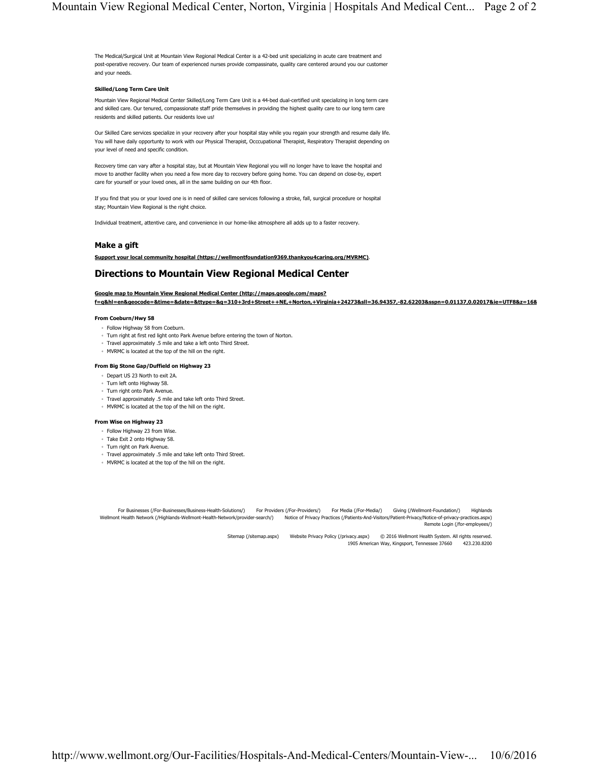The Medical/Surgical Unit at Mountain View Regional Medical Center is a 42-bed unit specializing in acute care treatment and post-operative recovery. Our team of experienced nurses provide compassionate, quality care centered around you our customer and your needs.

**Skilled/Long Term Care Unit**

Mountain View Regional Medical Center Skilled/Long Term Care Unit is a 44-bed dual-certified unit specializing in long term care and skilled care. Our tenured, compassionate staff pride themselves in providing the highest quality care to our long term care residents and skilled patients. Our residents love us!

Our Skilled Care services specialize in your recovery after your hospital stay while you regain your strength and resume daily life. You will have daily opportunty to work with our Physical Therapist, Occcupational Therapist, Respiratory Therapist depending on your level of need and specific condition.

Recovery time can vary after a hospital stay, but at Mountain View Regional you will no longer have to leave the hospital and move to another facility when you need a few more day to recovery before going home. You can depend on close-by, expert care for yourself or your loved ones, all in the same building on our 4th floor.

If you find that you or your loved one is in need of skilled care services following a stroke, fall, surgical procedure or hospital stay; Mountain View Regional is the right choice.

Individual treatment, attentive care, and convenience in our home-like atmosphere all adds up to a faster recovery.

### Make a gift

**Support your local community hospital (https://wellmontfoundation9369.thankyou4caring.org/MVRMC)**.

## Directions to Mountain View Regional Medical Center

**Google map to Mountain View Regional Medical Center (http://maps.google.com/maps?f=q&hl=en&geocode=&time=&date=&ttype=&q=310+3rd+Street++NE,+Norton,+Virginia+24273&sll=36.94357,-82.62203&sspn=0.01137,0.02017&ie=UTF8&z=16&**

**From Coeburn/Hwy 58**

- Follow Highway 58 from Coeburn.
- Turn right at first red light onto Park Avenue before entering the town of Norton.
- Travel approximately .5 mile and take a left onto Third Street.
- MVRMC is located at the top of the hill on the right.

**From Big Stone Gap/Duffield on Highway 23**

- Depart US 23 North to exit 2A.
- Turn left onto Highway 58.
- Turn right onto Park Avenue.
- Travel approximately .5 mile and take left onto Third Street.
- MVRMC is located at the top of the hill on the right.

**From Wise on Highway 23**

- Follow Highway 23 from Wise.
- Take Exit 2 onto Highway 58.
- Turn right on Park Avenue.
- Travel approximately .5 mile and take left onto Third Street.
- MVRMC is located at the top of the hill on the right.

For Businesses (/For-Businesses/Business-Health-Solutions/) For Providers (/For-Providers/) For Media (/For-Media/) Giving (/Wellmont-Foundation/) Highlands Wellmont Health Network (/Highlands-Wellmont-Health-Network/provider-search/) Notice of Privacy Practices (/Patients-And-Visitors/Patient-Privacy/Notice-of-privacy-practices.aspx) Remote Login (/for-employees/)

Sitemap (/sitemap.aspx) Website Privacy Policy (/privacy.aspx) © 2016 Wellmont Health System. All rights reserved.
1905 American Way, Kingsport, Tennessee 37660 423.230.8200